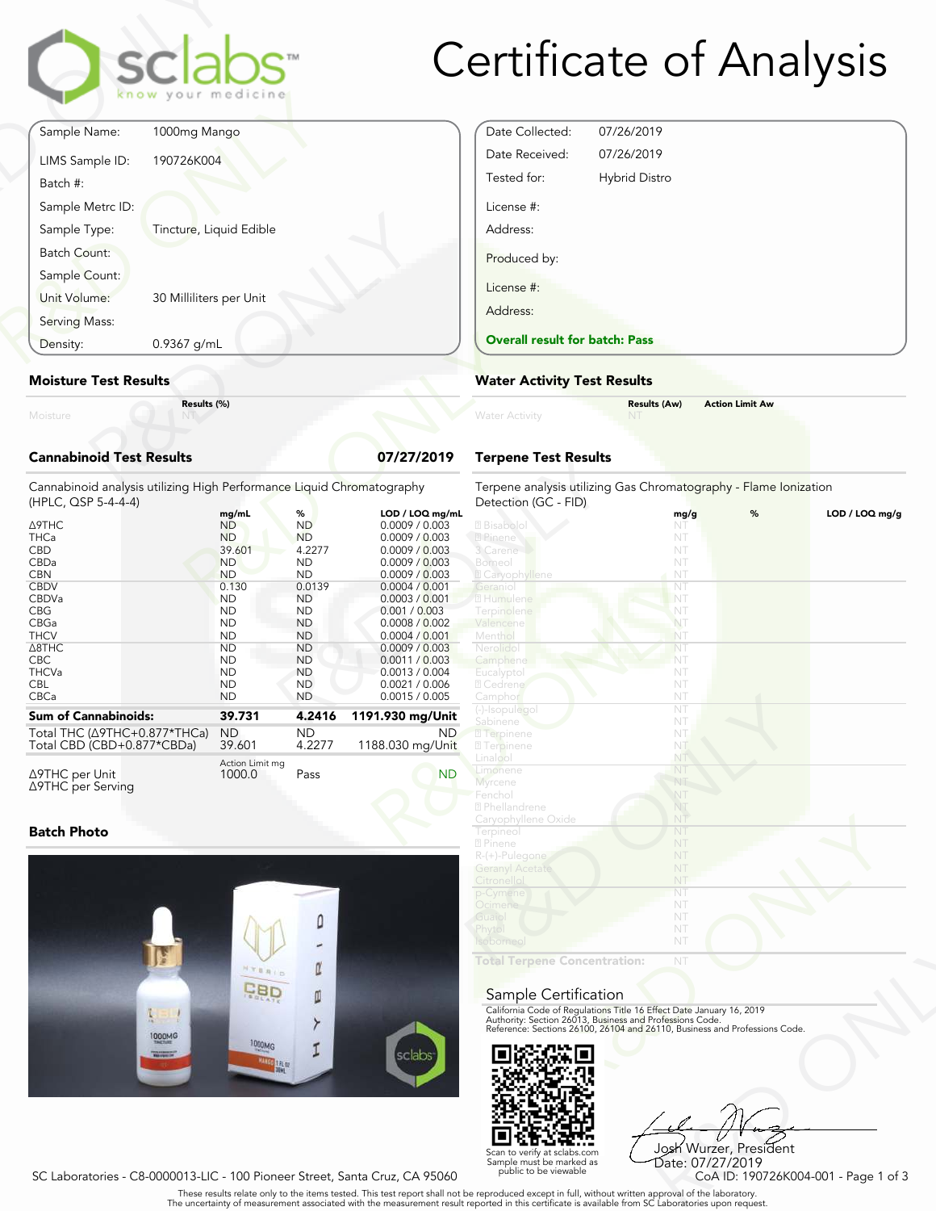# Certificate of Analysis

| | |
|---|---|
| Sample Name: | 1000mg Mango |
| LIMS Sample ID: | 190726K004 |
| Batch #: | |
| Sample Metrc ID: | |
| Sample Type: | Tincture, Liquid Edible |
| Batch Count: | |
| Sample Count: | |
| Unit Volume: | 30 Milliliters per Unit |
| Serving Mass: | |
| Density: | 0.9367 g/mL |

| | |
|---|---|
| Date Collected: | 07/26/2019 |
| Date Received: | 07/26/2019 |
| Tested for: | Hybrid Distro |
| License #: | |
| Address: | |
| Produced by: | |
| License #: | |
| Address: | |

**Overall result for batch: Pass**

## Moisture Test Results

| | Results (%) |
|---|---|
| Moisture | NT |

## Water Activity Test Results

| | Results (Aw) | Action Limit Aw |
|---|---|---|
| Water Activity | NT | |

## Cannabinoid Test Results 07/27/2019

Cannabinoid analysis utilizing High Performance Liquid Chromatography (HPLC, QSP 5-4-4-4)

| | mg/mL | % | LOD / LOQ mg/mL |
|---|---|---|---|
| Δ9THC | ND | ND | 0.0009 / 0.003 |
| THCa | ND | ND | 0.0009 / 0.003 |
| CBD | 39.601 | 4.2277 | 0.0009 / 0.003 |
| CBDa | ND | ND | 0.0009 / 0.003 |
| CBN | ND | ND | 0.0009 / 0.003 |
| CBDV | 0.130 | 0.0139 | 0.0004 / 0.001 |
| CBDVa | ND | ND | 0.0003 / 0.001 |
| CBG | ND | ND | 0.001 / 0.003 |
| CBGa | ND | ND | 0.0008 / 0.002 |
| THCV | ND | ND | 0.0004 / 0.001 |
| Δ8THC | ND | ND | 0.0009 / 0.003 |
| CBC | ND | ND | 0.0011 / 0.003 |
| THCVa | ND | ND | 0.0013 / 0.004 |
| CBL | ND | ND | 0.0021 / 0.006 |
| CBCa | ND | ND | 0.0015 / 0.005 |
| **Sum of Cannabinoids:** | **39.731** | **4.2416** | **1191.930 mg/Unit** |
| Total THC (Δ9THC+0.877*THCa) | ND | ND | ND |
| Total CBD (CBD+0.877*CBDa) | 39.601 | 4.2277 | 1188.030 mg/Unit |

| | Action Limit mg | | |
|---|---|---|---|
| Δ9THC per Unit | 1000.0 | Pass | ND |
| Δ9THC per Serving | | | |

## Terpene Test Results

Terpene analysis utilizing Gas Chromatography - Flame Ionization Detection (GC - FID)

| | mg/g | % | LOD / LOQ mg/g |
|---|---|---|---|
| α Bisabolol | NT | | |
| α Pinene | NT | | |
| 3 Carene | NT | | |
| Borneol | NT | | |
| β Caryophyllene | NT | | |
| Geraniol | NT | | |
| α Humulene | NT | | |
| Terpinolene | NT | | |
| Valencene | NT | | |
| Menthol | NT | | |
| Nerolidol | NT | | |
| Camphene | NT | | |
| Eucalyptol | NT | | |
| α Cedrene | NT | | |
| Camphor | NT | | |
| (-)-Isopulegol | NT | | |
| Sabinene | NT | | |
| α Terpinene | NT | | |
| γ Terpinene | NT | | |
| Linalool | NT | | |
| Limonene | NT | | |
| Myrcene | NT | | |
| Fenchol | NT | | |
| α Phellandrene | NT | | |
| Caryophyllene Oxide | NT | | |
| Terpineol | NT | | |
| β Pinene | NT | | |
| R-(+)-Pulegone | NT | | |
| Geranyl Acetate | NT | | |
| Citronellol | NT | | |
| p-Cymene | NT | | |
| Ocimene | NT | | |
| Guaiol | NT | | |
| Phytol | NT | | |
| Isoborneol | NT | | |
| **Total Terpene Concentration:** | NT | | |

## Batch Photo

## Sample Certification

California Code of Regulations Title 16 Effect Date January 16, 2019
Authority: Section 26013, Business and Professions Code.
Reference: Sections 26100, 26104 and 26110, Business and Professions Code.

Scan to verify at sclabs.com
Sample must be marked as public to be viewable

Josh Wurzer, President
Date: 07/27/2019

SC Laboratories - C8-0000013-LIC - 100 Pioneer Street, Santa Cruz, CA 95060

CoA ID: 190726K004-001

These results relate only to the items tested. This test report shall not be reproduced except in full, without written approval of the laboratory.
The uncertainty of measurement associated with the measurement result reported in this certificate is available from SC Laboratories upon request.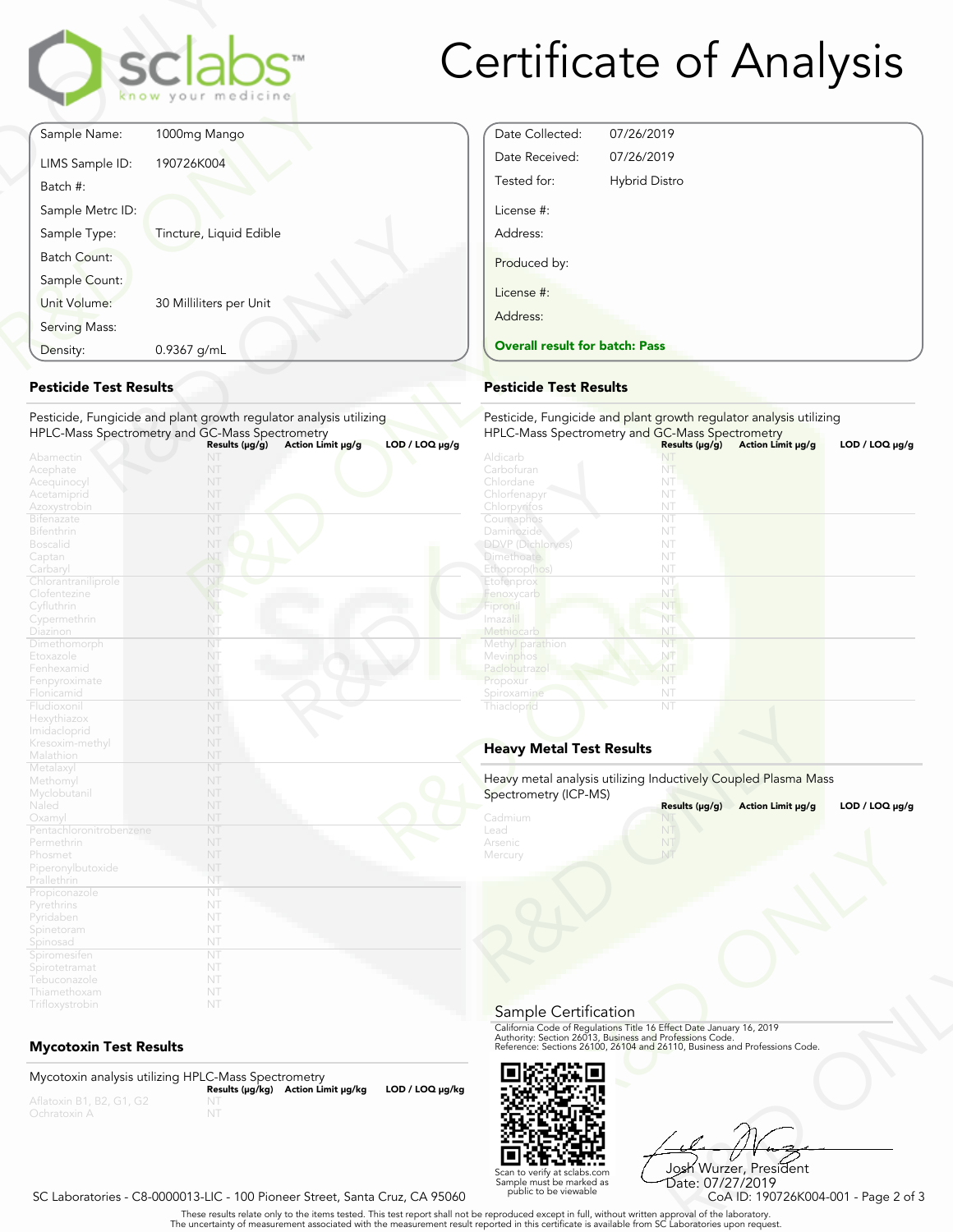# Certificate of Analysis

| | |
|---|---|
| Sample Name: | 1000mg Mango |
| LIMS Sample ID: | 190726K004 |
| Batch #: | |
| Sample Metrc ID: | |
| Sample Type: | Tincture, Liquid Edible |
| Batch Count: | |
| Sample Count: | |
| Unit Volume: | 30 Milliliters per Unit |
| Serving Mass: | |
| Density: | 0.9367 g/mL |

| | |
|---|---|
| Date Collected: | 07/26/2019 |
| Date Received: | 07/26/2019 |
| Tested for: | Hybrid Distro |
| License #: | |
| Address: | |
| Produced by: | |
| License #: | |
| Address: | |

**Overall result for batch: Pass**

## Pesticide Test Results

Pesticide, Fungicide and plant growth regulator analysis utilizing HPLC-Mass Spectrometry and GC-Mass Spectrometry

| | Results (μg/g) | Action Limit μg/g | LOD / LOQ μg/g |
|---|---|---|---|
| Abamectin | NT | | |
| Acephate | NT | | |
| Acequinocyl | NT | | |
| Acetamiprid | NT | | |
| Azoxystrobin | NT | | |
| Bifenazate | NT | | |
| Bifenthrin | NT | | |
| Boscalid | NT | | |
| Captan | NT | | |
| Carbaryl | NT | | |
| Chlorantraniliprole | NT | | |
| Clofentezine | NT | | |
| Cyfluthrin | NT | | |
| Cypermethrin | NT | | |
| Diazinon | NT | | |
| Dimethomorph | NT | | |
| Etoxazole | NT | | |
| Fenhexamid | NT | | |
| Fenpyroximate | NT | | |
| Flonicamid | NT | | |
| Fludioxonil | NT | | |
| Hexythiazox | NT | | |
| Imidacloprid | NT | | |
| Kresoxim-methyl | NT | | |
| Malathion | NT | | |
| Metalaxyl | NT | | |
| Methomyl | NT | | |
| Myclobutanil | NT | | |
| Naled | NT | | |
| Oxamyl | NT | | |
| Pentachloronitrobenzene | NT | | |
| Permethrin | NT | | |
| Phosmet | NT | | |
| Piperonylbutoxide | NT | | |
| Prallethrin | NT | | |
| Propiconazole | NT | | |
| Pyrethrins | NT | | |
| Pyridaben | NT | | |
| Spinetoram | NT | | |
| Spinosad | NT | | |
| Spiromesifen | NT | | |
| Spirotetramat | NT | | |
| Tebuconazole | NT | | |
| Thiamethoxam | NT | | |
| Trifloxystrobin | NT | | |

## Pesticide Test Results

Pesticide, Fungicide and plant growth regulator analysis utilizing HPLC-Mass Spectrometry and GC-Mass Spectrometry

| | Results (μg/g) | Action Limit μg/g | LOD / LOQ μg/g |
|---|---|---|---|
| Aldicarb | NT | | |
| Carbofuran | NT | | |
| Chlordane | NT | | |
| Chlorfenapyr | NT | | |
| Chlorpyrifos | NT | | |
| Coumaphos | NT | | |
| Daminozide | NT | | |
| DDVP (Dichlorvos) | NT | | |
| Dimethoate | NT | | |
| Ethoprop(hos) | NT | | |
| Etofenprox | NT | | |
| Fenoxycarb | NT | | |
| Fipronil | NT | | |
| Imazalil | NT | | |
| Methiocarb | NT | | |
| Methyl parathion | NT | | |
| Mevinphos | NT | | |
| Paclobutrazol | NT | | |
| Propoxur | NT | | |
| Spiroxamine | NT | | |
| Thiacloprid | NT | | |

## Heavy Metal Test Results

Heavy metal analysis utilizing Inductively Coupled Plasma Mass Spectrometry (ICP-MS)

| | Results (μg/g) | Action Limit μg/g | LOD / LOQ μg/g |
|---|---|---|---|
| Cadmium | NT | | |
| Lead | NT | | |
| Arsenic | NT | | |
| Mercury | NT | | |

## Mycotoxin Test Results

Mycotoxin analysis utilizing HPLC-Mass Spectrometry

| | Results (μg/kg) | Action Limit μg/kg | LOD / LOQ μg/kg |
|---|---|---|---|
| Aflatoxin B1, B2, G1, G2 | NT | | |
| Ochratoxin A | NT | | |

## Sample Certification

California Code of Regulations Title 16 Effect Date January 16, 2019
Authority: Section 26013, Business and Professions Code.
Reference: Sections 26100, 26104 and 26110, Business and Professions Code.

Scan to verify at sclabs.com
Sample must be marked as public to be viewable

Josh Wurzer, President
Date: 07/27/2019

SC Laboratories - C8-0000013-LIC - 100 Pioneer Street, Santa Cruz, CA 95060

CoA ID: 190726K004-001

These results relate only to the items tested. This test report shall not be reproduced except in full, without written approval of the laboratory.
The uncertainty of measurement associated with the measurement result reported in this certificate is available from SC Laboratories upon request.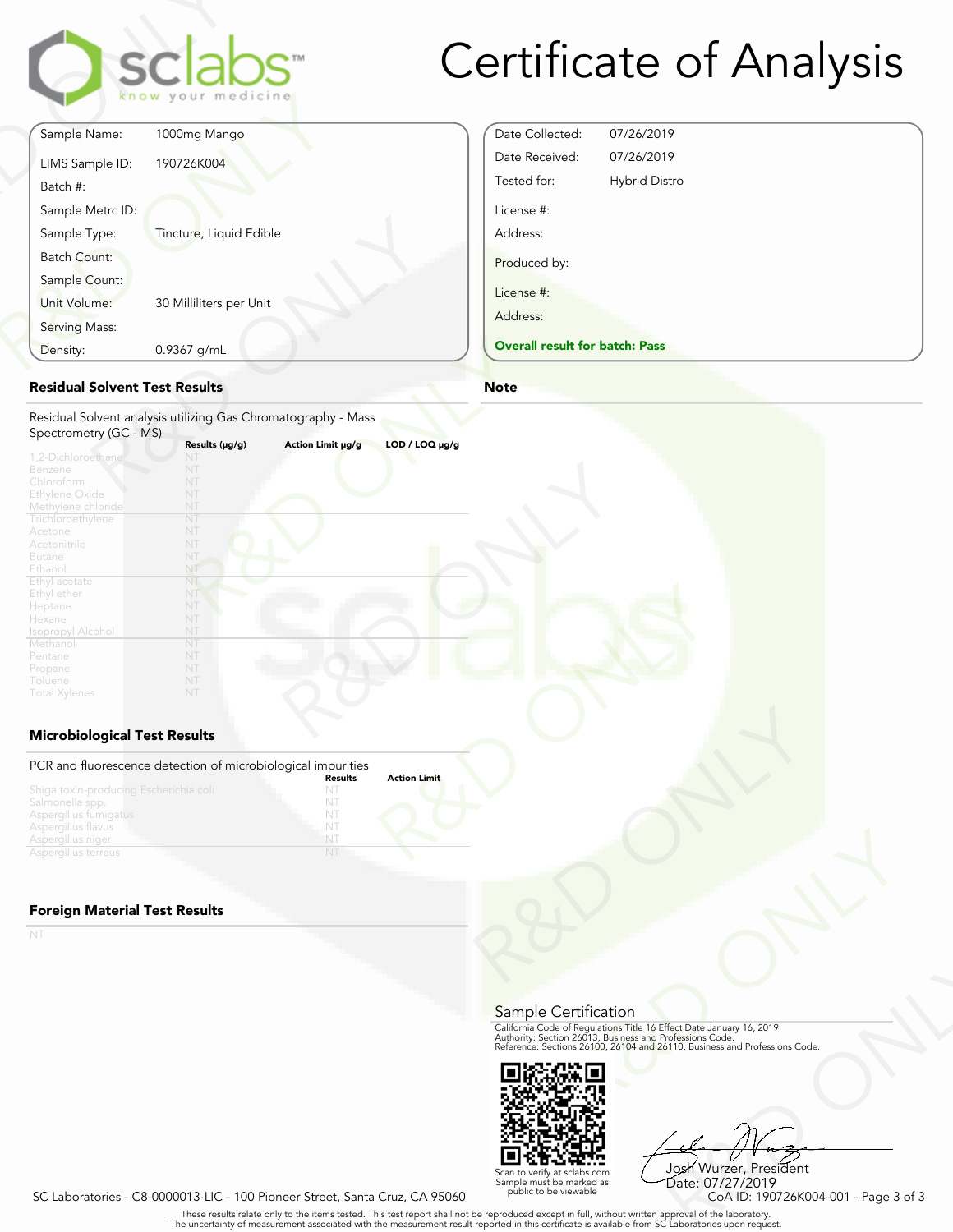# Certificate of Analysis

| | |
|---|---|
| Sample Name: | 1000mg Mango |
| LIMS Sample ID: | 190726K004 |
| Batch #: | |
| Sample Metrc ID: | |
| Sample Type: | Tincture, Liquid Edible |
| Batch Count: | |
| Sample Count: | |
| Unit Volume: | 30 Milliliters per Unit |
| Serving Mass: | |
| Density: | 0.9367 g/mL |

| | |
|---|---|
| Date Collected: | 07/26/2019 |
| Date Received: | 07/26/2019 |
| Tested for: | Hybrid Distro |
| License #: | |
| Address: | |
| Produced by: | |
| License #: | |
| Address: | |

**Overall result for batch: Pass**

## Residual Solvent Test Results

Residual Solvent analysis utilizing Gas Chromatography - Mass Spectrometry (GC - MS)

| | Results (μg/g) | Action Limit μg/g | LOD / LOQ μg/g |
|---|---|---|---|
| 1,2-Dichloroethane | NT | | |
| Benzene | NT | | |
| Chloroform | NT | | |
| Ethylene Oxide | NT | | |
| Methylene chloride | NT | | |
| Trichloroethylene | NT | | |
| Acetone | NT | | |
| Acetonitrile | NT | | |
| Butane | NT | | |
| Ethanol | NT | | |
| Ethyl acetate | NT | | |
| Ethyl ether | NT | | |
| Heptane | NT | | |
| Hexane | NT | | |
| Isopropyl Alcohol | NT | | |
| Methanol | NT | | |
| Pentane | NT | | |
| Propane | NT | | |
| Toluene | NT | | |
| Total Xylenes | NT | | |

## Note

## Microbiological Test Results

PCR and fluorescence detection of microbiological impurities

| | Results | Action Limit |
|---|---|---|
| Shiga toxin-producing Escherichia coli | NT | |
| Salmonella spp. | NT | |
| Aspergillus fumigatus | NT | |
| Aspergillus flavus | NT | |
| Aspergillus niger | NT | |
| Aspergillus terreus | NT | |

## Foreign Material Test Results

NT

## Sample Certification

California Code of Regulations Title 16 Effect Date January 16, 2019
Authority: Section 26013, Business and Professions Code.
Reference: Sections 26100, 26104 and 26110, Business and Professions Code.

Scan to verify at sclabs.com
Sample must be marked as public to be viewable

Josh Wurzer, President
Date: 07/27/2019

SC Laboratories - C8-0000013-LIC - 100 Pioneer Street, Santa Cruz, CA 95060

CoA ID: 190726K004-001

These results relate only to the items tested. This test report shall not be reproduced except in full, without written approval of the laboratory.
The uncertainty of measurement associated with the measurement result reported in this certificate is available from SC Laboratories upon request.